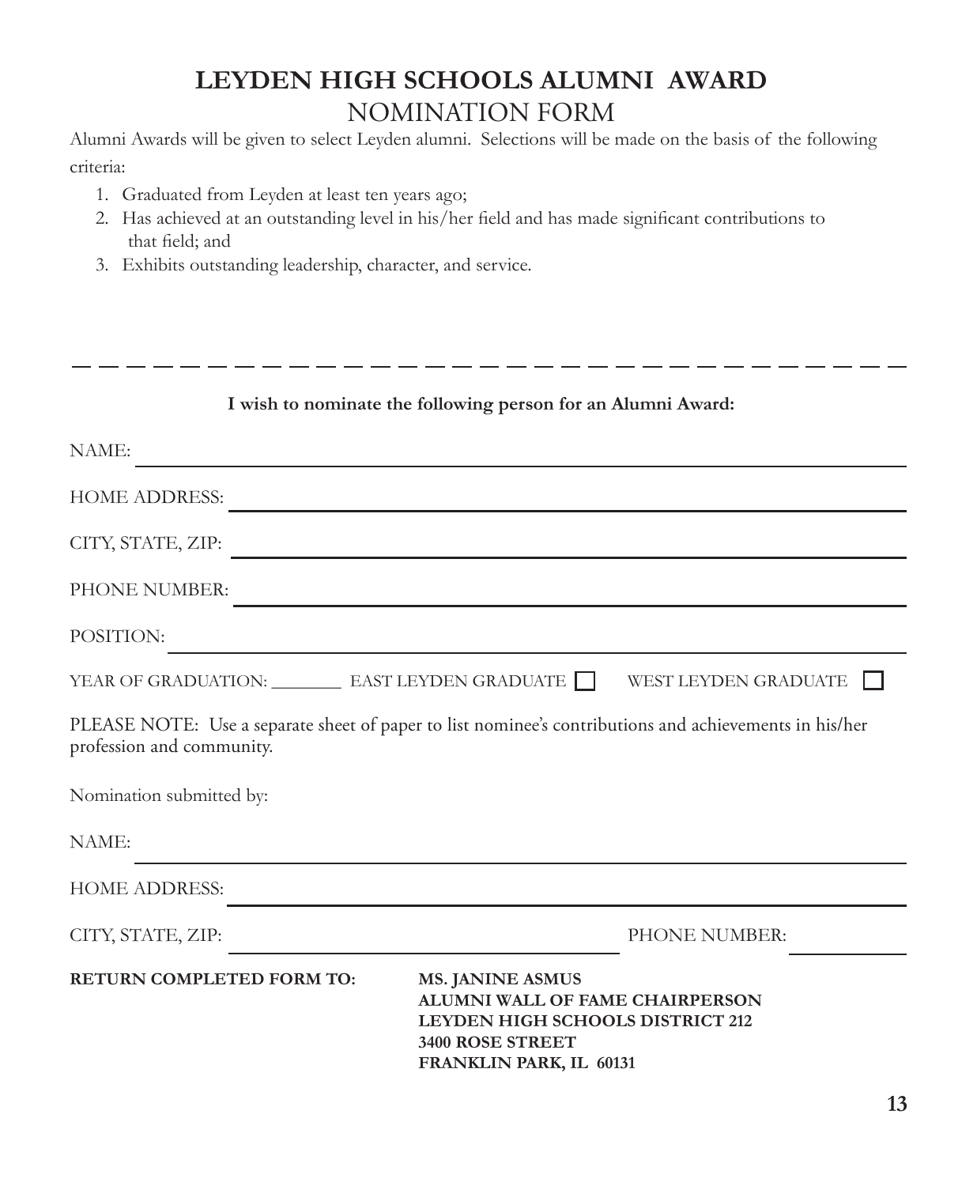# LEYDEN HIGH SCHOOLS ALUMNI AWARD

## NOMINATION FORM

Alumni Awards will be given to select Leyden alumni. Selections will be made on the basis of the following criteria:

1. Graduated from Leyden at least ten years ago;
2. Has achieved at an outstanding level in his/her field and has made significant contributions to that field; and
3. Exhibits outstanding leadership, character, and service.

---

**I wish to nominate the following person for an Alumni Award:**

NAME: ______________________________

HOME ADDRESS: ______________________________

CITY, STATE, ZIP: ______________________________

PHONE NUMBER: ______________________________

POSITION: ______________________________

YEAR OF GRADUATION: ________ EAST LEYDEN GRADUATE ☐ WEST LEYDEN GRADUATE ☐

PLEASE NOTE: Use a separate sheet of paper to list nominee's contributions and achievements in his/her profession and community.

Nomination submitted by:

NAME: ______________________________

HOME ADDRESS: ______________________________

CITY, STATE, ZIP: ______________________________ PHONE NUMBER: __________

**RETURN COMPLETED FORM TO:**

**MS. JANINE ASMUS**
**ALUMNI WALL OF FAME CHAIRPERSON**
**LEYDEN HIGH SCHOOLS DISTRICT 212**
**3400 ROSE STREET**
**FRANKLIN PARK, IL 60131**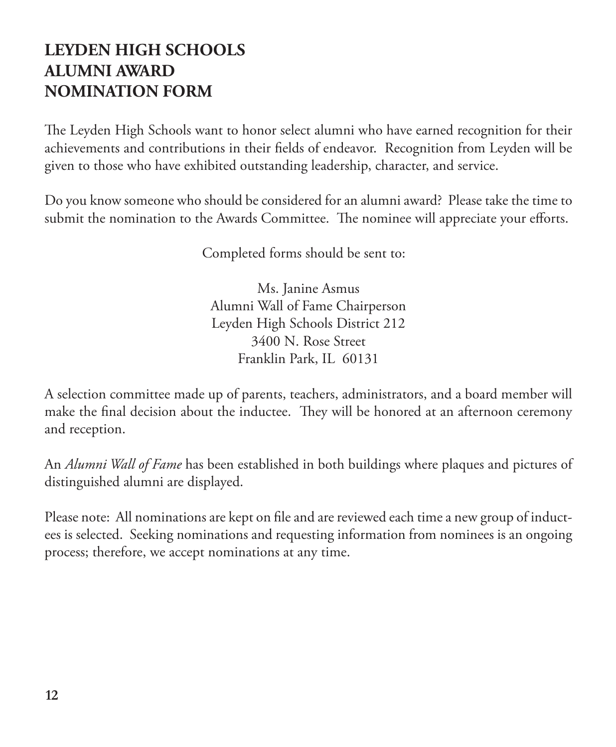# LEYDEN HIGH SCHOOLS ALUMNI AWARD NOMINATION FORM

The Leyden High Schools want to honor select alumni who have earned recognition for their achievements and contributions in their fields of endeavor. Recognition from Leyden will be given to those who have exhibited outstanding leadership, character, and service.

Do you know someone who should be considered for an alumni award? Please take the time to submit the nomination to the Awards Committee. The nominee will appreciate your efforts.

Completed forms should be sent to:

Ms. Janine Asmus  
Alumni Wall of Fame Chairperson  
Leyden High Schools District 212  
3400 N. Rose Street  
Franklin Park, IL 60131

A selection committee made up of parents, teachers, administrators, and a board member will make the final decision about the inductee. They will be honored at an afternoon ceremony and reception.

An *Alumni Wall of Fame* has been established in both buildings where plaques and pictures of distinguished alumni are displayed.

Please note: All nominations are kept on file and are reviewed each time a new group of inductees is selected. Seeking nominations and requesting information from nominees is an ongoing process; therefore, we accept nominations at any time.